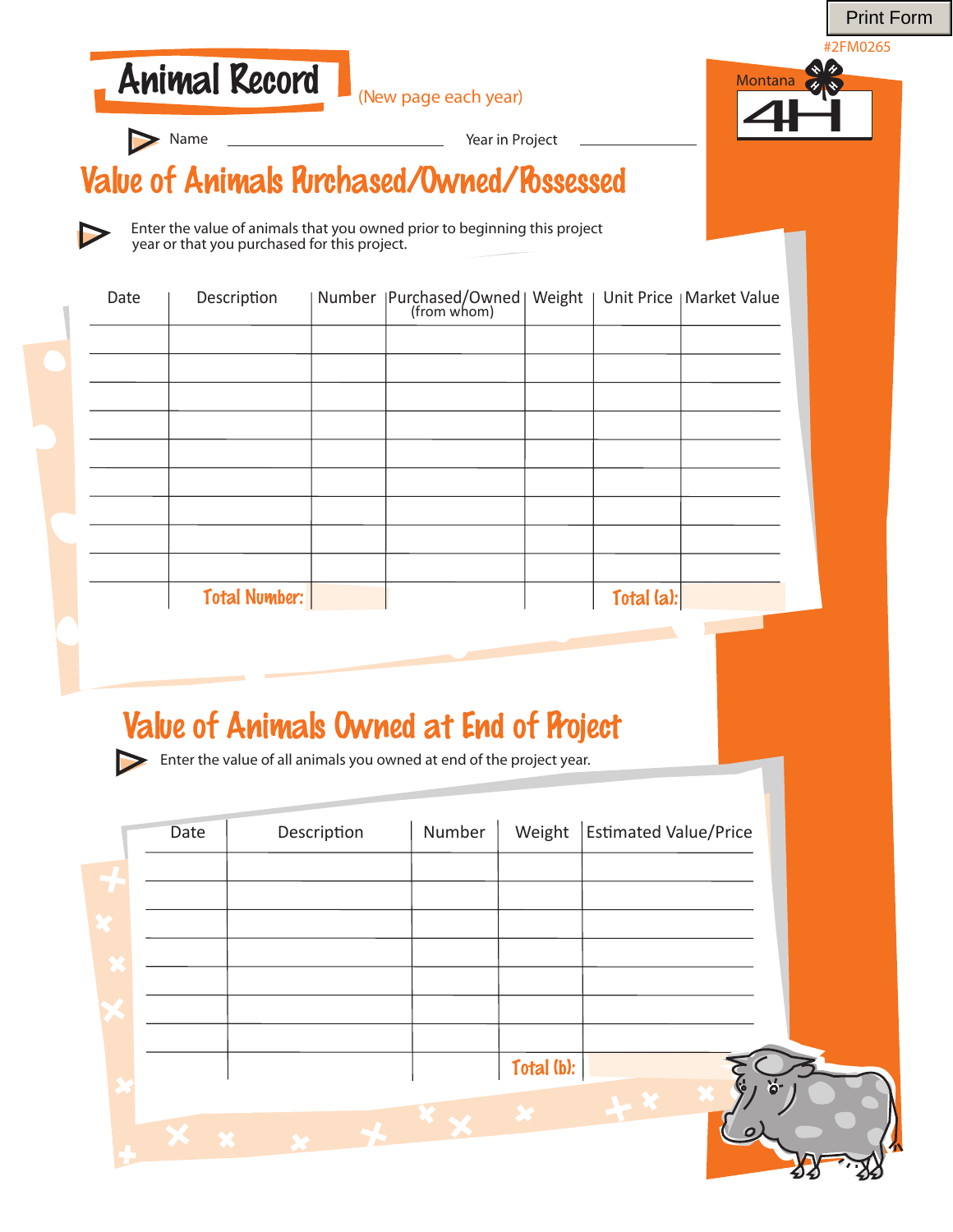Print Form

#2FM0265

Montana 4H

# Animal Record

(New page each year)

Name ______________________ Year in Project ____________

## Value of Animals Purchased/Owned/Possessed

Enter the value of animals that you owned prior to beginning this project year or that you purchased for this project.

| Date | Description | Number | Purchased/Owned (from whom) | Weight | Unit Price | Market Value |
|---|---|---|---|---|---|---|
| | | | | | | |
| | | | | | | |
| | | | | | | |
| | | | | | | |
| | | | | | | |
| | | | | | | |
| | | | | | | |
| | | | | | | |
| | | | | | | |
| | Total Number: | | | | Total (a): | |

## Value of Animals Owned at End of Project

Enter the value of all animals you owned at end of the project year.

| Date | Description | Number | Weight | Estimated Value/Price |
|---|---|---|---|---|
| | | | | |
| | | | | |
| | | | | |
| | | | | |
| | | | | |
| | | | | |
| | | | | |
| | | | Total (b): | |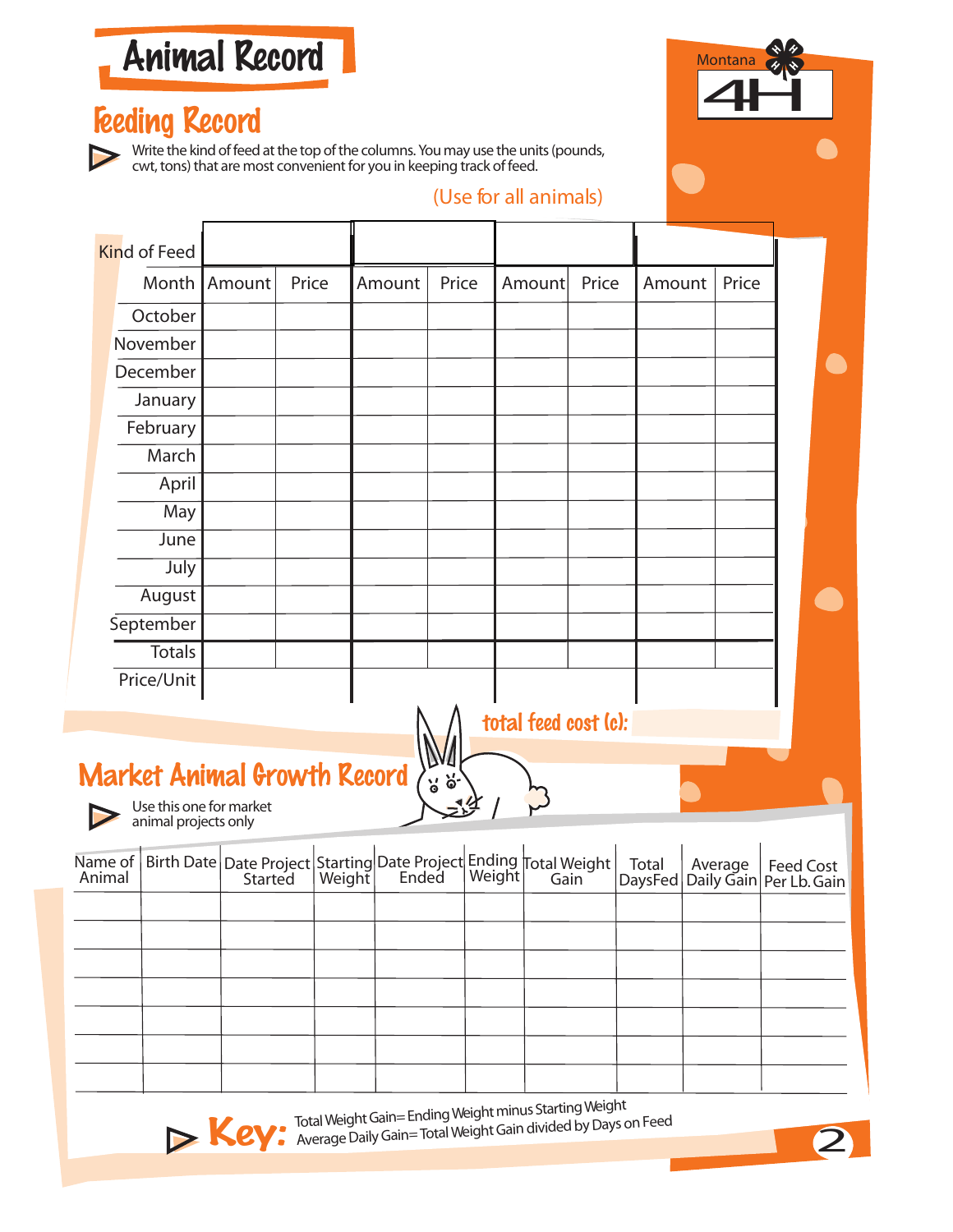# Animal Record

Montana 4H

## Feeding Record

Write the kind of feed at the top of the columns. You may use the units (pounds, cwt, tons) that are most convenient for you in keeping track of feed.

(Use for all animals)

| Kind of Feed | | | | | | | | |
|---|---|---|---|---|---|---|---|---|
| Month | Amount | Price | Amount | Price | Amount | Price | Amount | Price |
| October | | | | | | | | |
| November | | | | | | | | |
| December | | | | | | | | |
| January | | | | | | | | |
| February | | | | | | | | |
| March | | | | | | | | |
| April | | | | | | | | |
| May | | | | | | | | |
| June | | | | | | | | |
| July | | | | | | | | |
| August | | | | | | | | |
| September | | | | | | | | |
| Totals | | | | | | | | |
| Price/Unit | | | | | | | | |

total feed cost (c):

## Market Animal Growth Record

Use this one for market animal projects only

| Name of Animal | Birth Date | Date Project Started | Starting Weight | Date Project Ended | Ending Weight | Total Weight Gain | Total DaysFed | Average Daily Gain | Feed Cost Per Lb. Gain |
|---|---|---|---|---|---|---|---|---|---|
| | | | | | | | | | |
| | | | | | | | | | |
| | | | | | | | | | |
| | | | | | | | | | |
| | | | | | | | | | |
| | | | | | | | | | |
| | | | | | | | | | |

**Key:** Total Weight Gain= Ending Weight minus Starting Weight
Average Daily Gain= Total Weight Gain divided by Days on Feed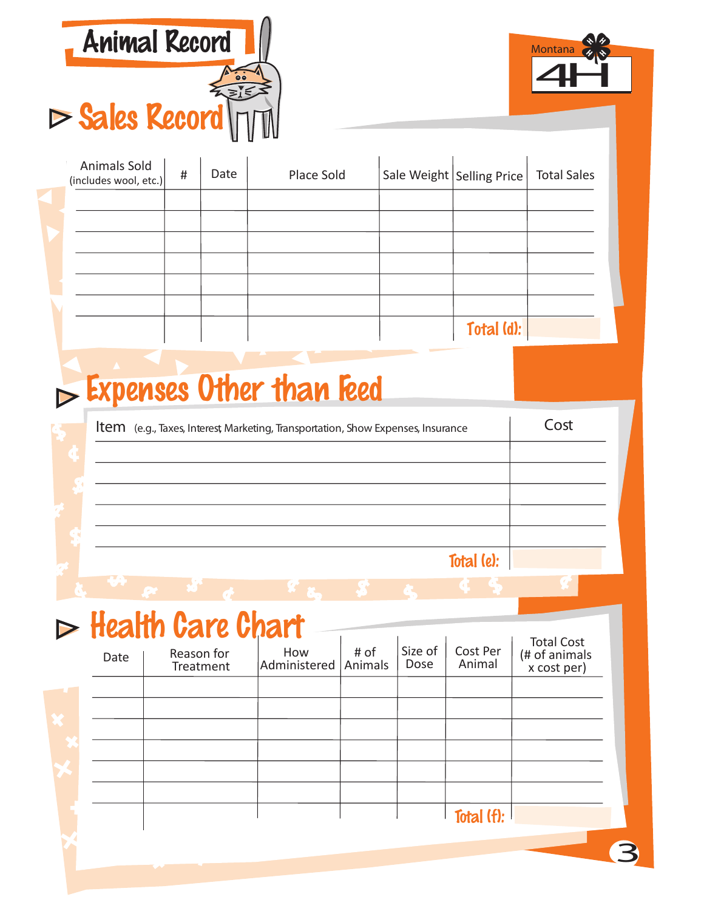# Animal Record

Montana 4H

## Sales Record

| Animals Sold (includes wool, etc.) | # | Date | Place Sold | Sale Weight | Selling Price | Total Sales |
|---|---|---|---|---|---|---|
| | | | | | | |
| | | | | | | |
| | | | | | | |
| | | | | | | |
| | | | | | | |
| | | | | | | |
| | | | | | Total (d): | |

## Expenses Other than Feed

| Item (e.g., Taxes, Interest, Marketing, Transportation, Show Expenses, Insurance | Cost |
|---|---|
| | |
| | |
| | |
| | |
| | |
| Total (e): | |

## Health Care Chart

| Date | Reason for Treatment | How Administered | # of Animals | Size of Dose | Cost Per Animal | Total Cost (# of animals x cost per) |
|---|---|---|---|---|---|---|
| | | | | | | |
| | | | | | | |
| | | | | | | |
| | | | | | | |
| | | | | | | |
| | | | | | | |
| | | | | | Total (f): | |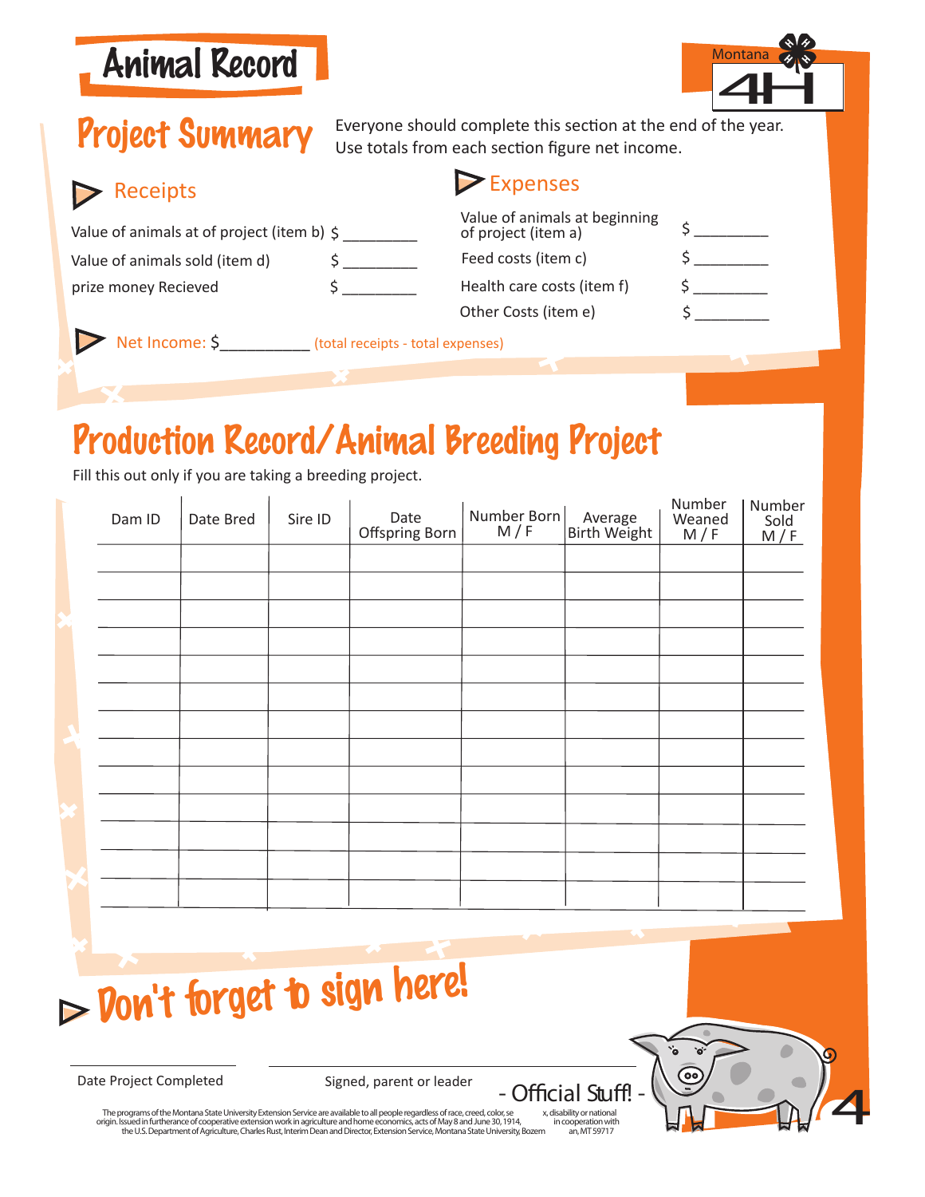# Animal Record

Montana 4H

## Project Summary

Everyone should complete this section at the end of the year. Use totals from each section figure net income.

### Receipts

Value of animals at of project (item b) $ _________

Value of animals sold (item d) $ _________

prize money Recieved $ _________

### Expenses

Value of animals at beginning of project (item a) $ _________

Feed costs (item c) $ _________

Health care costs (item f) $ _________

Other Costs (item e) $ _________

### Net Income: $__________ (total receipts - total expenses)

## Production Record/Animal Breeding Project

Fill this out only if you are taking a breeding project.

| Dam ID | Date Bred | Sire ID | Date Offspring Born | Number Born M / F | Average Birth Weight | Number Weaned M / F | Number Sold M / F |
|---|---|---|---|---|---|---|---|
| | | | | | | | |
| | | | | | | | |
| | | | | | | | |
| | | | | | | | |
| | | | | | | | |
| | | | | | | | |
| | | | | | | | |
| | | | | | | | |
| | | | | | | | |
| | | | | | | | |
| | | | | | | | |
| | | | | | | | |
| | | | | | | | |

## Don't forget to sign here!

Date Project Completed

Signed, parent or leader

- Official Stuff! -

The programs of the Montana State University Extension Service are available to all people regardless of race, creed, color, sex, disability or national origin. Issued in furtherance of cooperative extension work in agriculture and home economics, acts of May 8 and June 30, 1914, in cooperation with the U.S. Department of Agriculture, Charles Rust, Interim Dean and Director, Extension Service, Montana State University, Bozeman, MT 59717